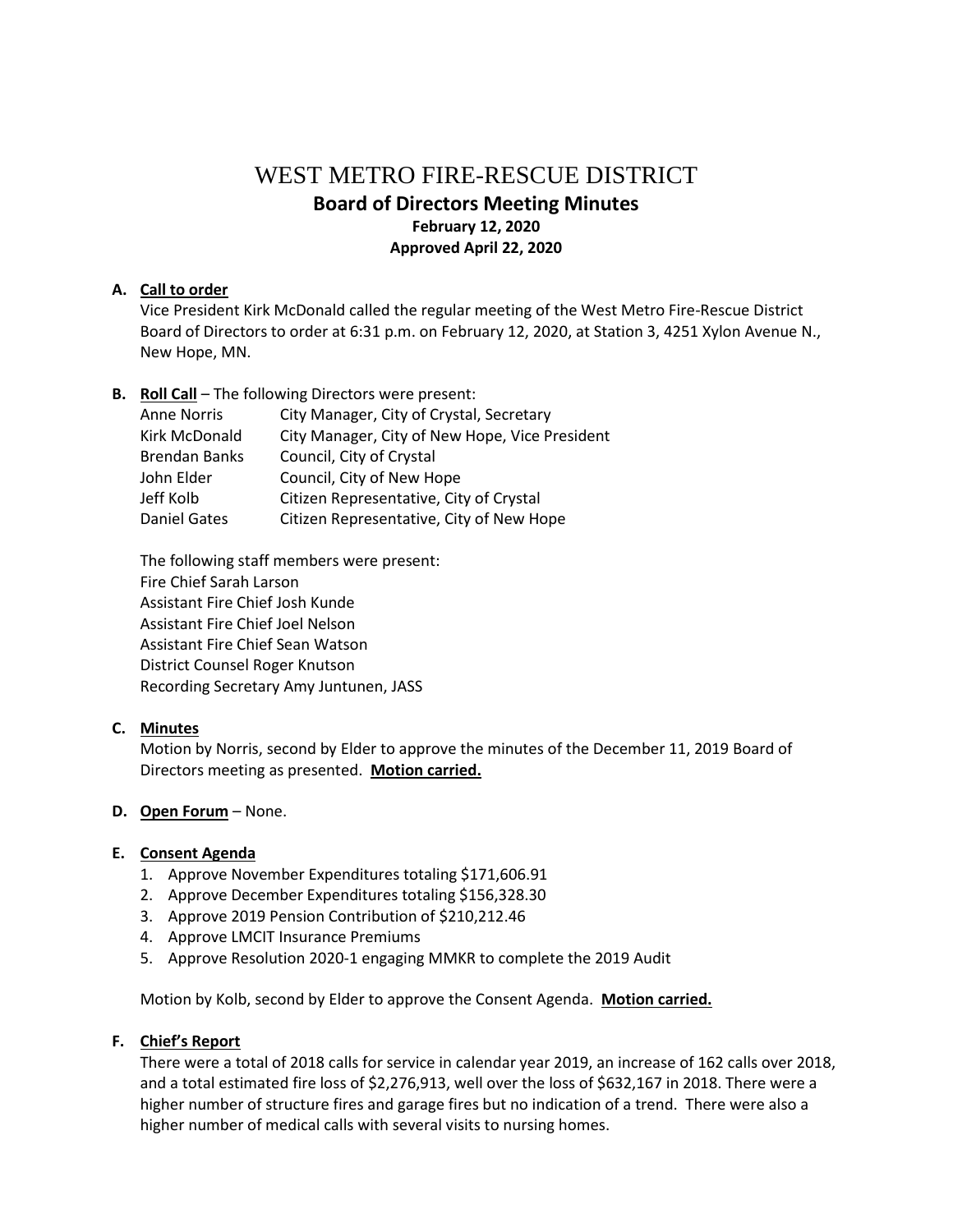# WEST METRO FIRE-RESCUE DISTRICT

## Board of Directors Meeting Minutes

**February 12, 2020**

**Approved April 22, 2020**

**A. Call to order**

Vice President Kirk McDonald called the regular meeting of the West Metro Fire-Rescue District Board of Directors to order at 6:31 p.m. on February 12, 2020, at Station 3, 4251 Xylon Avenue N., New Hope, MN.

**B. Roll Call** – The following Directors were present:

| | |
|---|---|
| Anne Norris | City Manager, City of Crystal, Secretary |
| Kirk McDonald | City Manager, City of New Hope, Vice President |
| Brendan Banks | Council, City of Crystal |
| John Elder | Council, City of New Hope |
| Jeff Kolb | Citizen Representative, City of Crystal |
| Daniel Gates | Citizen Representative, City of New Hope |

The following staff members were present:

Fire Chief Sarah Larson
Assistant Fire Chief Josh Kunde
Assistant Fire Chief Joel Nelson
Assistant Fire Chief Sean Watson
District Counsel Roger Knutson
Recording Secretary Amy Juntunen, JASS

**C. Minutes**

Motion by Norris, second by Elder to approve the minutes of the December 11, 2019 Board of Directors meeting as presented. **Motion carried.**

**D. Open Forum** – None.

**E. Consent Agenda**

1. Approve November Expenditures totaling $171,606.91
2. Approve December Expenditures totaling $156,328.30
3. Approve 2019 Pension Contribution of $210,212.46
4. Approve LMCIT Insurance Premiums
5. Approve Resolution 2020-1 engaging MMKR to complete the 2019 Audit

Motion by Kolb, second by Elder to approve the Consent Agenda. **Motion carried.**

**F. Chief's Report**

There were a total of 2018 calls for service in calendar year 2019, an increase of 162 calls over 2018, and a total estimated fire loss of $2,276,913, well over the loss of $632,167 in 2018. There were a higher number of structure fires and garage fires but no indication of a trend. There were also a higher number of medical calls with several visits to nursing homes.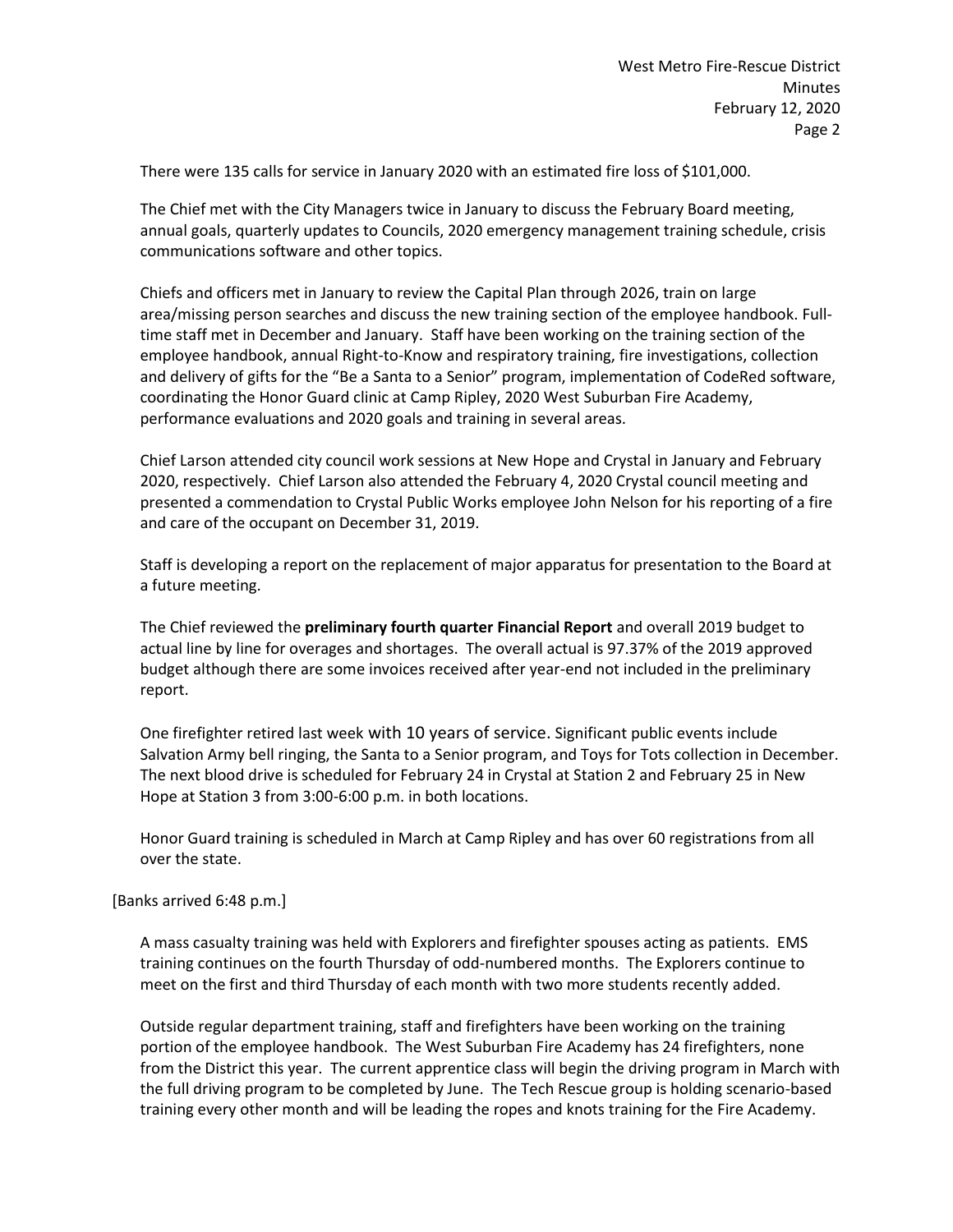There were 135 calls for service in January 2020 with an estimated fire loss of $101,000.

The Chief met with the City Managers twice in January to discuss the February Board meeting, annual goals, quarterly updates to Councils, 2020 emergency management training schedule, crisis communications software and other topics.

Chiefs and officers met in January to review the Capital Plan through 2026, train on large area/missing person searches and discuss the new training section of the employee handbook. Full-time staff met in December and January. Staff have been working on the training section of the employee handbook, annual Right-to-Know and respiratory training, fire investigations, collection and delivery of gifts for the "Be a Santa to a Senior" program, implementation of CodeRed software, coordinating the Honor Guard clinic at Camp Ripley, 2020 West Suburban Fire Academy, performance evaluations and 2020 goals and training in several areas.

Chief Larson attended city council work sessions at New Hope and Crystal in January and February 2020, respectively. Chief Larson also attended the February 4, 2020 Crystal council meeting and presented a commendation to Crystal Public Works employee John Nelson for his reporting of a fire and care of the occupant on December 31, 2019.

Staff is developing a report on the replacement of major apparatus for presentation to the Board at a future meeting.

The Chief reviewed the **preliminary fourth quarter Financial Report** and overall 2019 budget to actual line by line for overages and shortages. The overall actual is 97.37% of the 2019 approved budget although there are some invoices received after year-end not included in the preliminary report.

One firefighter retired last week with 10 years of service. Significant public events include Salvation Army bell ringing, the Santa to a Senior program, and Toys for Tots collection in December. The next blood drive is scheduled for February 24 in Crystal at Station 2 and February 25 in New Hope at Station 3 from 3:00-6:00 p.m. in both locations.

Honor Guard training is scheduled in March at Camp Ripley and has over 60 registrations from all over the state.

[Banks arrived 6:48 p.m.]

A mass casualty training was held with Explorers and firefighter spouses acting as patients. EMS training continues on the fourth Thursday of odd-numbered months. The Explorers continue to meet on the first and third Thursday of each month with two more students recently added.

Outside regular department training, staff and firefighters have been working on the training portion of the employee handbook. The West Suburban Fire Academy has 24 firefighters, none from the District this year. The current apprentice class will begin the driving program in March with the full driving program to be completed by June. The Tech Rescue group is holding scenario-based training every other month and will be leading the ropes and knots training for the Fire Academy.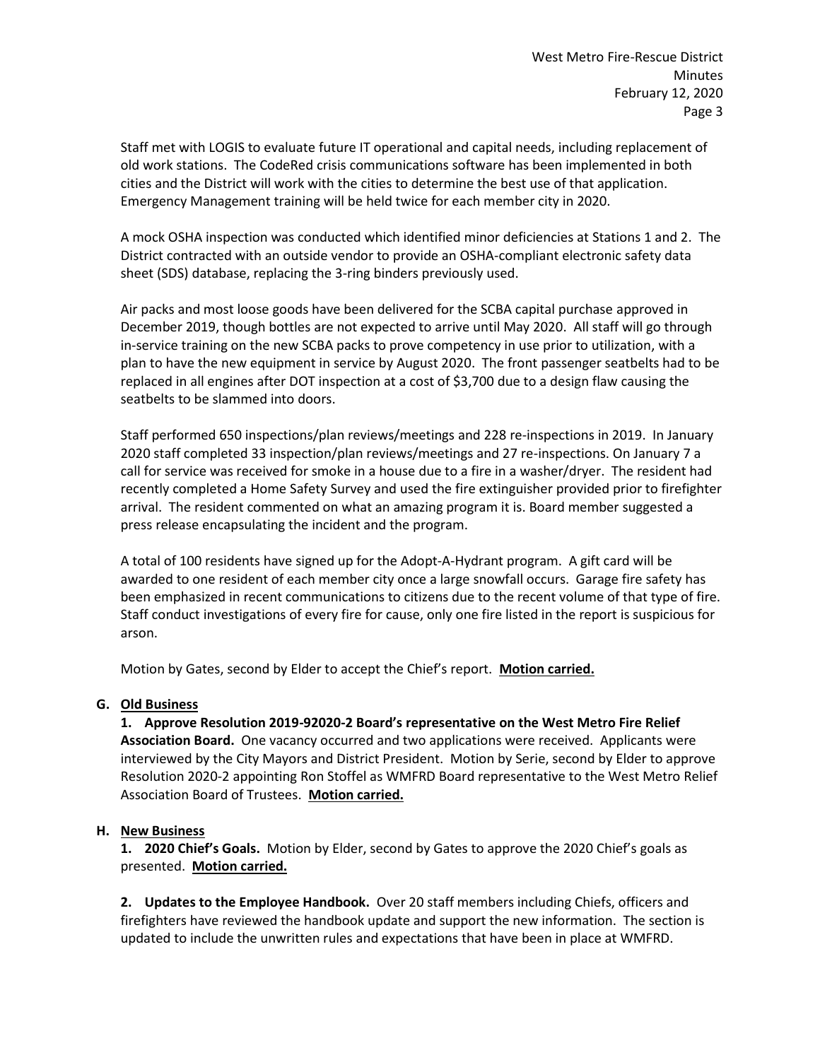Staff met with LOGIS to evaluate future IT operational and capital needs, including replacement of old work stations. The CodeRed crisis communications software has been implemented in both cities and the District will work with the cities to determine the best use of that application. Emergency Management training will be held twice for each member city in 2020.

A mock OSHA inspection was conducted which identified minor deficiencies at Stations 1 and 2. The District contracted with an outside vendor to provide an OSHA-compliant electronic safety data sheet (SDS) database, replacing the 3-ring binders previously used.

Air packs and most loose goods have been delivered for the SCBA capital purchase approved in December 2019, though bottles are not expected to arrive until May 2020. All staff will go through in-service training on the new SCBA packs to prove competency in use prior to utilization, with a plan to have the new equipment in service by August 2020. The front passenger seatbelts had to be replaced in all engines after DOT inspection at a cost of $3,700 due to a design flaw causing the seatbelts to be slammed into doors.

Staff performed 650 inspections/plan reviews/meetings and 228 re-inspections in 2019. In January 2020 staff completed 33 inspection/plan reviews/meetings and 27 re-inspections. On January 7 a call for service was received for smoke in a house due to a fire in a washer/dryer. The resident had recently completed a Home Safety Survey and used the fire extinguisher provided prior to firefighter arrival. The resident commented on what an amazing program it is. Board member suggested a press release encapsulating the incident and the program.

A total of 100 residents have signed up for the Adopt-A-Hydrant program. A gift card will be awarded to one resident of each member city once a large snowfall occurs. Garage fire safety has been emphasized in recent communications to citizens due to the recent volume of that type of fire. Staff conduct investigations of every fire for cause, only one fire listed in the report is suspicious for arson.

Motion by Gates, second by Elder to accept the Chief's report. **Motion carried.**

**G. Old Business**

**1. Approve Resolution 2019-92020-2 Board's representative on the West Metro Fire Relief Association Board.** One vacancy occurred and two applications were received. Applicants were interviewed by the City Mayors and District President. Motion by Serie, second by Elder to approve Resolution 2020-2 appointing Ron Stoffel as WMFRD Board representative to the West Metro Relief Association Board of Trustees. **Motion carried.**

**H. New Business**

**1. 2020 Chief's Goals.** Motion by Elder, second by Gates to approve the 2020 Chief's goals as presented. **Motion carried.**

**2. Updates to the Employee Handbook.** Over 20 staff members including Chiefs, officers and firefighters have reviewed the handbook update and support the new information. The section is updated to include the unwritten rules and expectations that have been in place at WMFRD.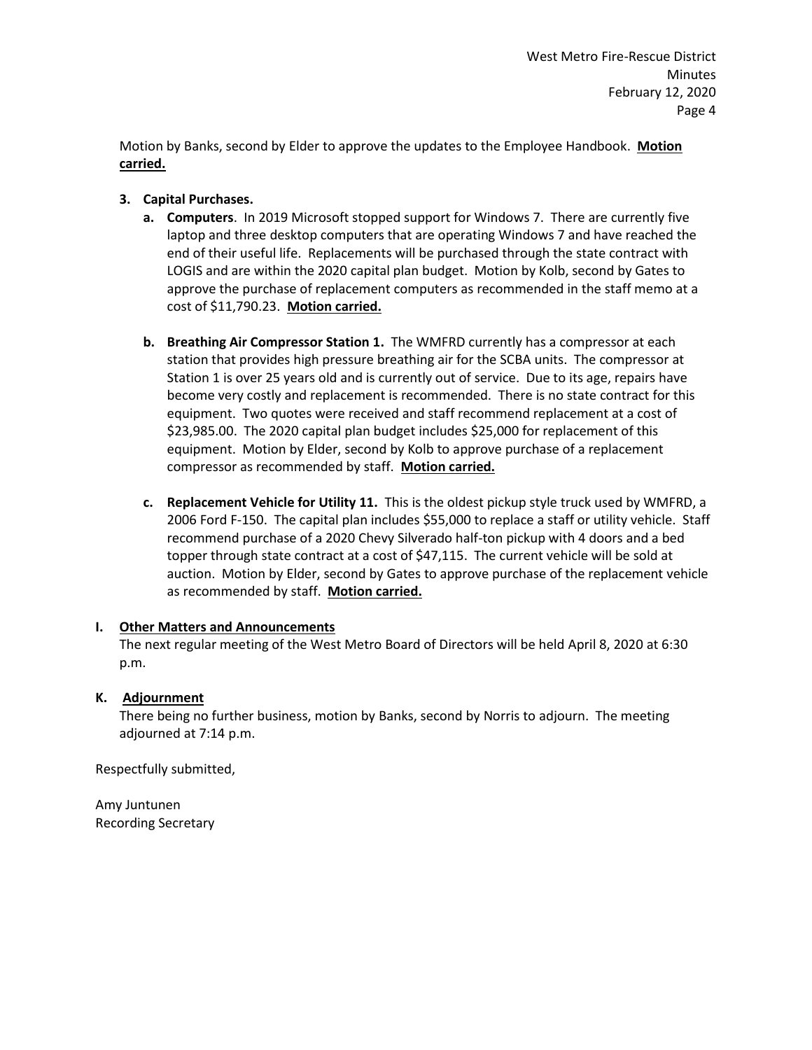Motion by Banks, second by Elder to approve the updates to the Employee Handbook. **Motion carried.**

3. **Capital Purchases.**
   a. **Computers**. In 2019 Microsoft stopped support for Windows 7. There are currently five laptop and three desktop computers that are operating Windows 7 and have reached the end of their useful life. Replacements will be purchased through the state contract with LOGIS and are within the 2020 capital plan budget. Motion by Kolb, second by Gates to approve the purchase of replacement computers as recommended in the staff memo at a cost of $11,790.23. **Motion carried.**

   b. **Breathing Air Compressor Station 1.** The WMFRD currently has a compressor at each station that provides high pressure breathing air for the SCBA units. The compressor at Station 1 is over 25 years old and is currently out of service. Due to its age, repairs have become very costly and replacement is recommended. There is no state contract for this equipment. Two quotes were received and staff recommend replacement at a cost of $23,985.00. The 2020 capital plan budget includes $25,000 for replacement of this equipment. Motion by Elder, second by Kolb to approve purchase of a replacement compressor as recommended by staff. **Motion carried.**

   c. **Replacement Vehicle for Utility 11.** This is the oldest pickup style truck used by WMFRD, a 2006 Ford F-150. The capital plan includes $55,000 to replace a staff or utility vehicle. Staff recommend purchase of a 2020 Chevy Silverado half-ton pickup with 4 doors and a bed topper through state contract at a cost of $47,115. The current vehicle will be sold at auction. Motion by Elder, second by Gates to approve purchase of the replacement vehicle as recommended by staff. **Motion carried.**

**I. Other Matters and Announcements**

The next regular meeting of the West Metro Board of Directors will be held April 8, 2020 at 6:30 p.m.

**K. Adjournment**

There being no further business, motion by Banks, second by Norris to adjourn. The meeting adjourned at 7:14 p.m.

Respectfully submitted,

Amy Juntunen
Recording Secretary